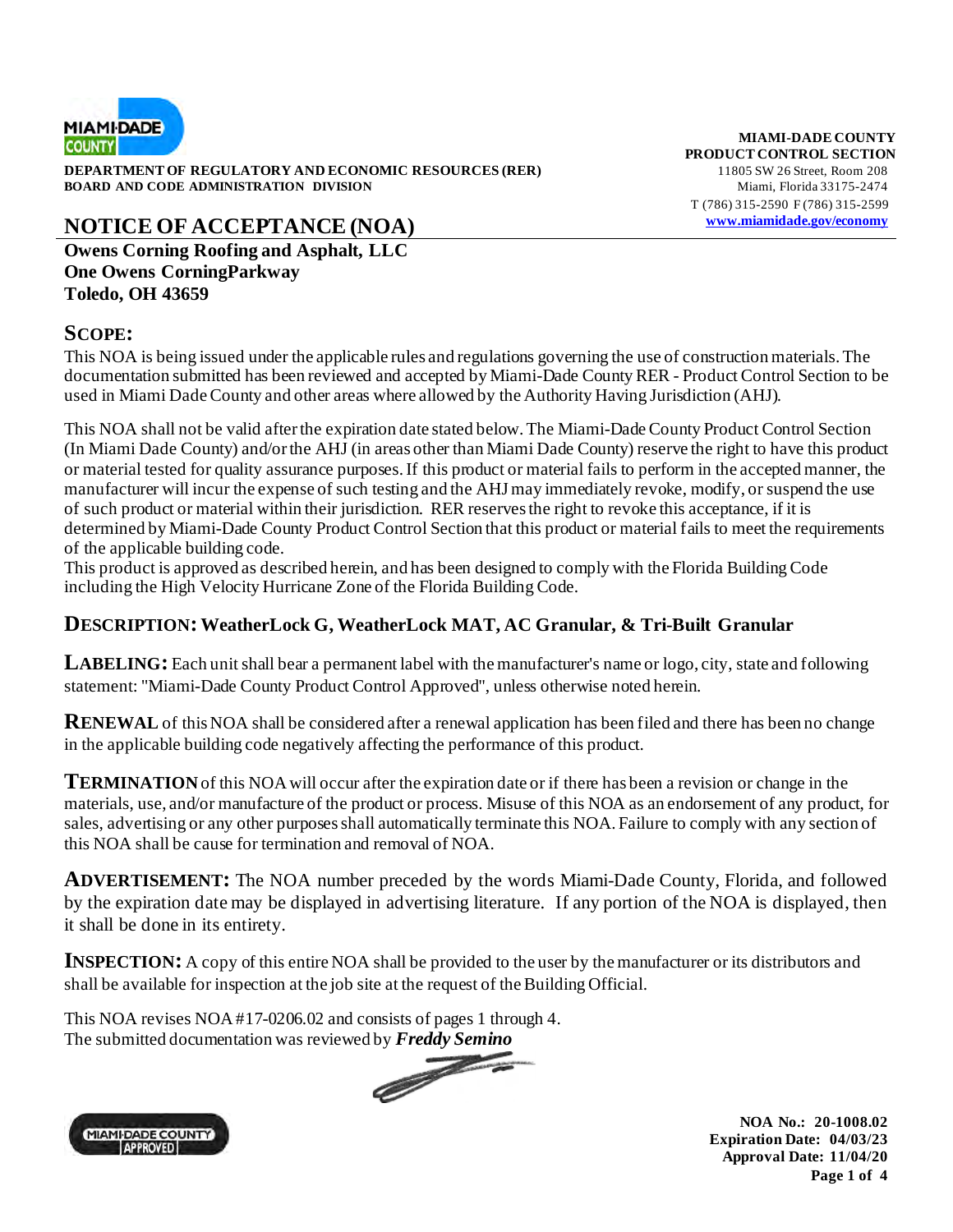**DEPARTMENT OF REGULATORY AND ECONOMIC RESOURCES (RER)**
**BOARD AND CODE ADMINISTRATION DIVISION**

**MIAMI-DADE COUNTY**
**PRODUCT CONTROL SECTION**
11805 SW 26 Street, Room 208
Miami, Florida 33175-2474
T (786) 315-2590 F (786) 315-2599
www.miamidade.gov/economy

# NOTICE OF ACCEPTANCE (NOA)

**Owens Corning Roofing and Asphalt, LLC**
**One Owens CorningParkway**
**Toledo, OH 43659**

## SCOPE:

This NOA is being issued under the applicable rules and regulations governing the use of construction materials. The documentation submitted has been reviewed and accepted by Miami-Dade County RER - Product Control Section to be used in Miami Dade County and other areas where allowed by the Authority Having Jurisdiction (AHJ).

This NOA shall not be valid after the expiration date stated below. The Miami-Dade County Product Control Section (In Miami Dade County) and/or the AHJ (in areas other than Miami Dade County) reserve the right to have this product or material tested for quality assurance purposes. If this product or material fails to perform in the accepted manner, the manufacturer will incur the expense of such testing and the AHJ may immediately revoke, modify, or suspend the use of such product or material within their jurisdiction. RER reserves the right to revoke this acceptance, if it is determined by Miami-Dade County Product Control Section that this product or material fails to meet the requirements of the applicable building code.
This product is approved as described herein, and has been designed to comply with the Florida Building Code including the High Velocity Hurricane Zone of the Florida Building Code.

**DESCRIPTION: WeatherLock G, WeatherLock MAT, AC Granular, & Tri-Built Granular**

**LABELING:** Each unit shall bear a permanent label with the manufacturer's name or logo, city, state and following statement: "Miami-Dade County Product Control Approved", unless otherwise noted herein.

**RENEWAL** of this NOA shall be considered after a renewal application has been filed and there has been no change in the applicable building code negatively affecting the performance of this product.

**TERMINATION** of this NOA will occur after the expiration date or if there has been a revision or change in the materials, use, and/or manufacture of the product or process. Misuse of this NOA as an endorsement of any product, for sales, advertising or any other purposes shall automatically terminate this NOA. Failure to comply with any section of this NOA shall be cause for termination and removal of NOA.

**ADVERTISEMENT:** The NOA number preceded by the words Miami-Dade County, Florida, and followed by the expiration date may be displayed in advertising literature. If any portion of the NOA is displayed, then it shall be done in its entirety.

**INSPECTION:** A copy of this entire NOA shall be provided to the user by the manufacturer or its distributors and shall be available for inspection at the job site at the request of the Building Official.

This NOA revises NOA #17-0206.02 and consists of pages 1 through 4.
The submitted documentation was reviewed by ***Freddy Semino***

**NOA No.: 20-1008.02**
**Expiration Date: 04/03/23**
**Approval Date: 11/04/20**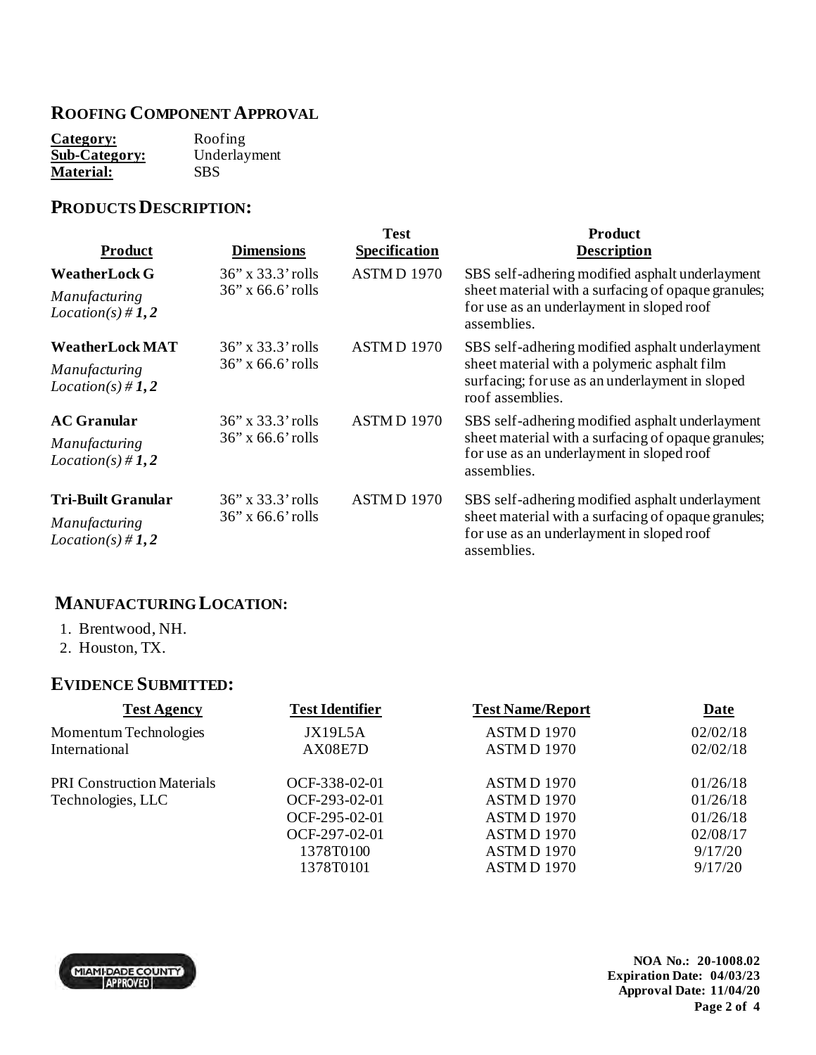## ROOFING COMPONENT APPROVAL

**Category:** Roofing
**Sub-Category:** Underlayment
**Material:** SBS

## PRODUCTS DESCRIPTION:

| Product | Dimensions | Test Specification | Product Description |
|---|---|---|---|
| **WeatherLock G**<br>*Manufacturing Location(s) # **1, 2*** | 36" x 33.3' rolls<br>36" x 66.6' rolls | ASTM D 1970 | SBS self-adhering modified asphalt underlayment sheet material with a surfacing of opaque granules; for use as an underlayment in sloped roof assemblies. |
| **WeatherLock MAT**<br>*Manufacturing Location(s) # **1, 2*** | 36" x 33.3' rolls<br>36" x 66.6' rolls | ASTM D 1970 | SBS self-adhering modified asphalt underlayment sheet material with a polymeric asphalt film surfacing; for use as an underlayment in sloped roof assemblies. |
| **AC Granular**<br>*Manufacturing Location(s) # **1, 2*** | 36" x 33.3' rolls<br>36" x 66.6' rolls | ASTM D 1970 | SBS self-adhering modified asphalt underlayment sheet material with a surfacing of opaque granules; for use as an underlayment in sloped roof assemblies. |
| **Tri-Built Granular**<br>*Manufacturing Location(s) # **1, 2*** | 36" x 33.3' rolls<br>36" x 66.6' rolls | ASTM D 1970 | SBS self-adhering modified asphalt underlayment sheet material with a surfacing of opaque granules; for use as an underlayment in sloped roof assemblies. |

## MANUFACTURING LOCATION:

1. Brentwood, NH.
2. Houston, TX.

## EVIDENCE SUBMITTED:

| Test Agency | Test Identifier | Test Name/Report | Date |
|---|---|---|---|
| Momentum Technologies International | JX19L5A | ASTM D 1970 | 02/02/18 |
| | AX08E7D | ASTM D 1970 | 02/02/18 |
| PRI Construction Materials Technologies, LLC | OCF-338-02-01 | ASTM D 1970 | 01/26/18 |
| | OCF-293-02-01 | ASTM D 1970 | 01/26/18 |
| | OCF-295-02-01 | ASTM D 1970 | 01/26/18 |
| | OCF-297-02-01 | ASTM D 1970 | 02/08/17 |
| | 1378T0100 | ASTM D 1970 | 9/17/20 |
| | 1378T0101 | ASTM D 1970 | 9/17/20 |

**NOA No.: 20-1008.02**
**Expiration Date: 04/03/23**
**Approval Date: 11/04/20**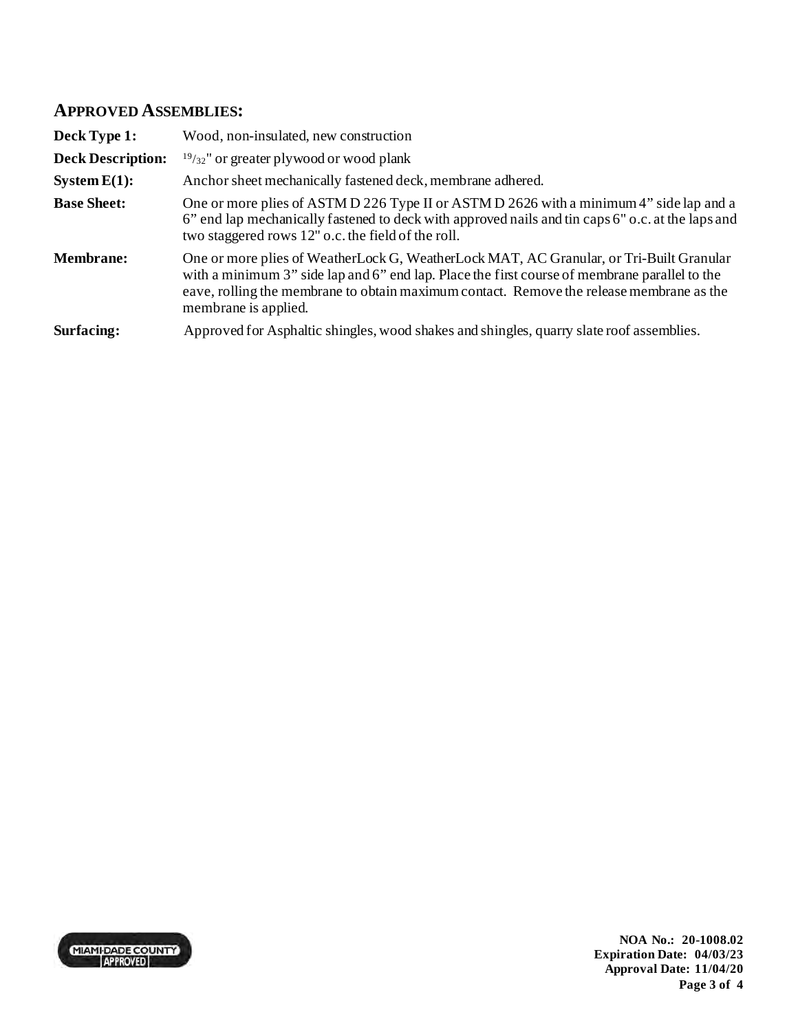## APPROVED ASSEMBLIES:

**Deck Type 1:** Wood, non-insulated, new construction

**Deck Description:** $^{19}/_{32}$" or greater plywood or wood plank

**System E(1):** Anchor sheet mechanically fastened deck, membrane adhered.

**Base Sheet:** One or more plies of ASTM D 226 Type II or ASTM D 2626 with a minimum 4" side lap and a 6" end lap mechanically fastened to deck with approved nails and tin caps 6" o.c. at the laps and two staggered rows 12" o.c. the field of the roll.

**Membrane:** One or more plies of WeatherLock G, WeatherLock MAT, AC Granular, or Tri-Built Granular with a minimum 3" side lap and 6" end lap. Place the first course of membrane parallel to the eave, rolling the membrane to obtain maximum contact. Remove the release membrane as the membrane is applied.

**Surfacing:** Approved for Asphaltic shingles, wood shakes and shingles, quarry slate roof assemblies.

**NOA No.: 20-1008.02**
**Expiration Date: 04/03/23**
**Approval Date: 11/04/20**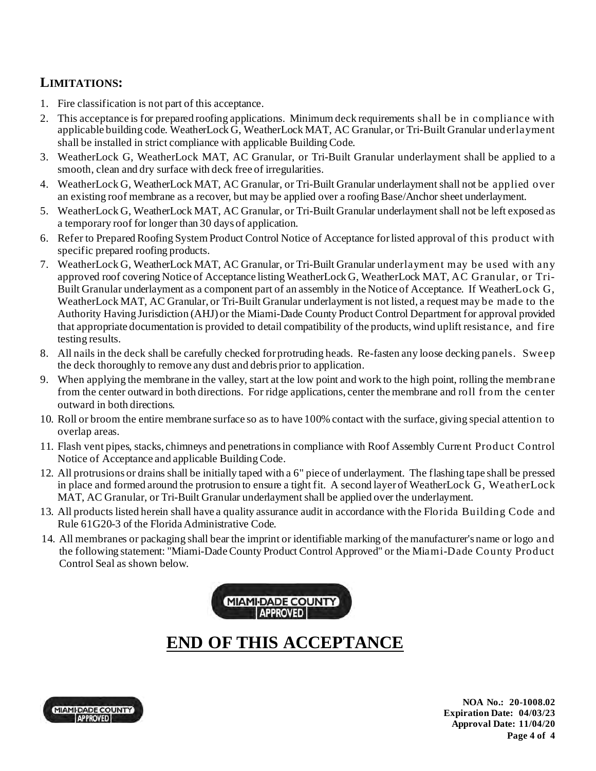## LIMITATIONS:

1. Fire classification is not part of this acceptance.
2. This acceptance is for prepared roofing applications. Minimum deck requirements shall be in compliance with applicable building code. WeatherLock G, WeatherLock MAT, AC Granular, or Tri-Built Granular underlayment shall be installed in strict compliance with applicable Building Code.
3. WeatherLock G, WeatherLock MAT, AC Granular, or Tri-Built Granular underlayment shall be applied to a smooth, clean and dry surface with deck free of irregularities.
4. WeatherLock G, WeatherLock MAT, AC Granular, or Tri-Built Granular underlayment shall not be applied over an existing roof membrane as a recover, but may be applied over a roofing Base/Anchor sheet underlayment.
5. WeatherLock G, WeatherLock MAT, AC Granular, or Tri-Built Granular underlayment shall not be left exposed as a temporary roof for longer than 30 days of application.
6. Refer to Prepared Roofing System Product Control Notice of Acceptance for listed approval of this product with specific prepared roofing products.
7. WeatherLock G, WeatherLock MAT, AC Granular, or Tri-Built Granular underlayment may be used with any approved roof covering Notice of Acceptance listing WeatherLock G, WeatherLock MAT, AC Granular, or Tri-Built Granular underlayment as a component part of an assembly in the Notice of Acceptance. If WeatherLock G, WeatherLock MAT, AC Granular, or Tri-Built Granular underlayment is not listed, a request may be made to the Authority Having Jurisdiction (AHJ) or the Miami-Dade County Product Control Department for approval provided that appropriate documentation is provided to detail compatibility of the products, wind uplift resistance, and fire testing results.
8. All nails in the deck shall be carefully checked for protruding heads. Re-fasten any loose decking panels. Sweep the deck thoroughly to remove any dust and debris prior to application.
9. When applying the membrane in the valley, start at the low point and work to the high point, rolling the membrane from the center outward in both directions. For ridge applications, center the membrane and roll from the center outward in both directions.
10. Roll or broom the entire membrane surface so as to have 100% contact with the surface, giving special attention to overlap areas.
11. Flash vent pipes, stacks, chimneys and penetrations in compliance with Roof Assembly Current Product Control Notice of Acceptance and applicable Building Code.
12. All protrusions or drains shall be initially taped with a 6" piece of underlayment. The flashing tape shall be pressed in place and formed around the protrusion to ensure a tight fit. A second layer of WeatherLock G, WeatherLock MAT, AC Granular, or Tri-Built Granular underlayment shall be applied over the underlayment.
13. All products listed herein shall have a quality assurance audit in accordance with the Florida Building Code and Rule 61G20-3 of the Florida Administrative Code.
14. All membranes or packaging shall bear the imprint or identifiable marking of the manufacturer's name or logo and the following statement: "Miami-Dade County Product Control Approved" or the Miami-Dade County Product Control Seal as shown below.

MIAMI-DADE COUNTY APPROVED

# END OF THIS ACCEPTANCE

**NOA No.: 20-1008.02**
**Expiration Date: 04/03/23**
**Approval Date: 11/04/20**